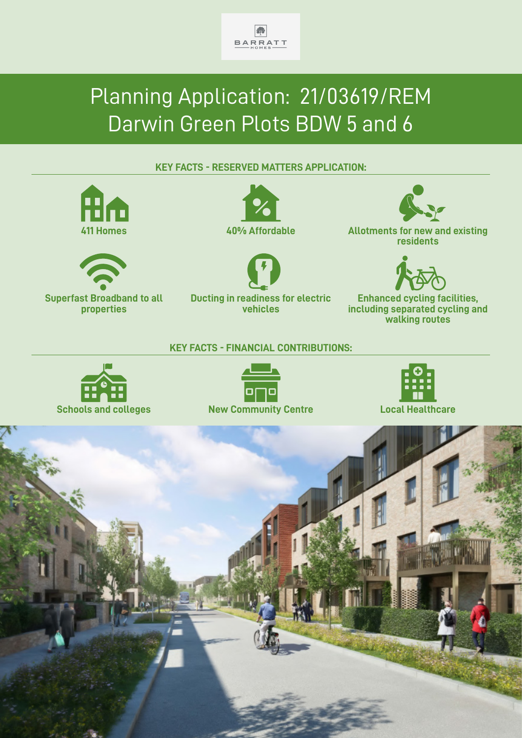BARRATT HOMES

# Planning Application: 21/03619/REM Darwin Green Plots BDW 5 and 6

## KEY FACTS - RESERVED MATTERS APPLICATION:

- **411 Homes**
- **40% Affordable**
- **Allotments for new and existing residents**
- **Superfast Broadband to all properties**
- **Ducting in readiness for electric vehicles**
- **Enhanced cycling facilities, including separated cycling and walking routes**

## KEY FACTS - FINANCIAL CONTRIBUTIONS:

- **Schools and colleges**
- **New Community Centre**
- **Local Healthcare**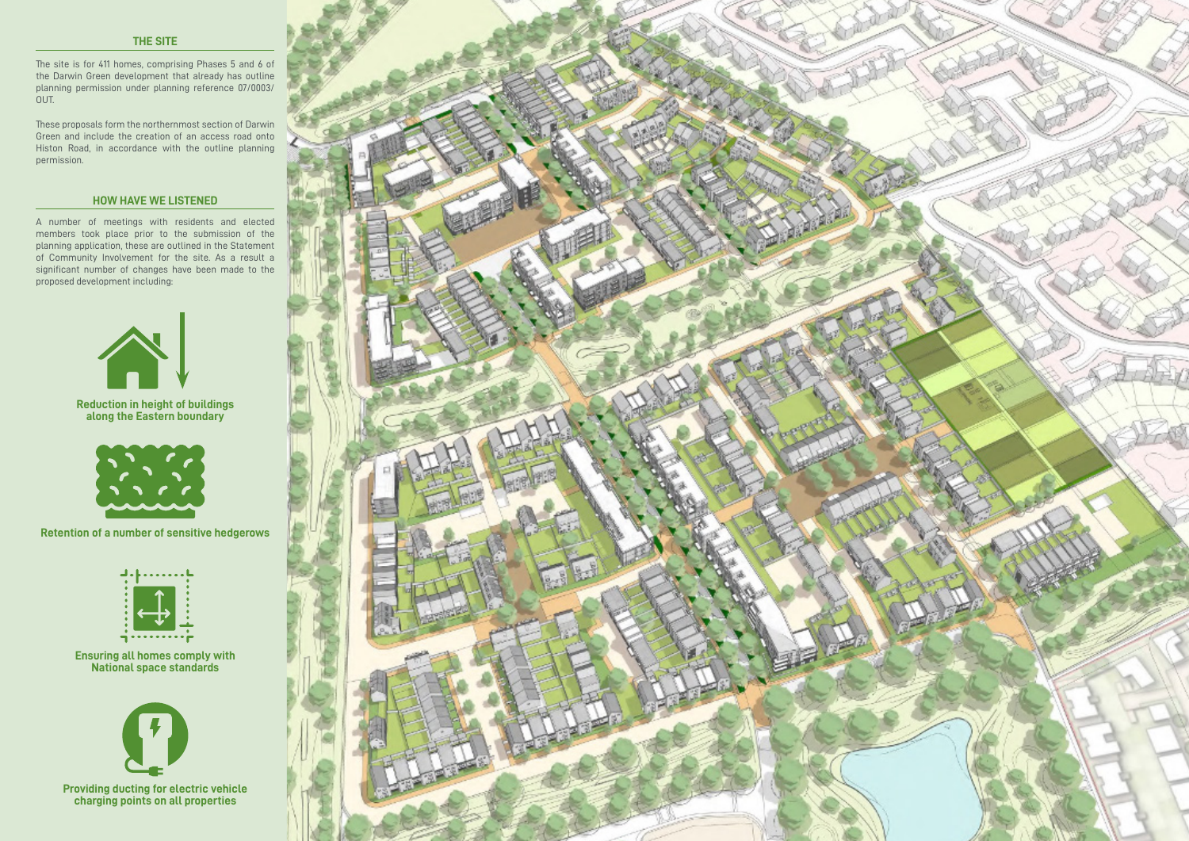## THE SITE

The site is for 411 homes, comprising Phases 5 and 6 of the Darwin Green development that already has outline planning permission under planning reference 07/0003/OUT.

These proposals form the northernmost section of Darwin Green and include the creation of an access road onto Histon Road, in accordance with the outline planning permission.

## HOW HAVE WE LISTENED

A number of meetings with residents and elected members took place prior to the submission of the planning application, these are outlined in the Statement of Community Involvement for the site. As a result a significant number of changes have been made to the proposed development including:

**Reduction in height of buildings along the Eastern boundary**

**Retention of a number of sensitive hedgerows**

**Ensuring all homes comply with National space standards**

**Providing ducting for electric vehicle charging points on all properties**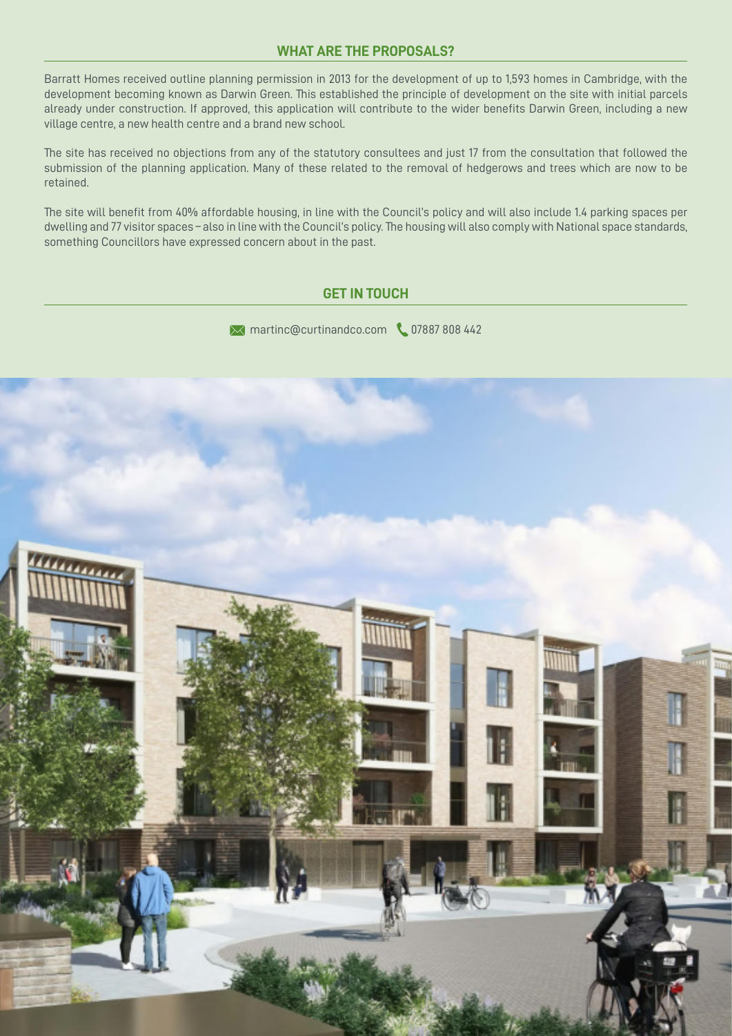## WHAT ARE THE PROPOSALS?

Barratt Homes received outline planning permission in 2013 for the development of up to 1,593 homes in Cambridge, with the development becoming known as Darwin Green. This established the principle of development on the site with initial parcels already under construction. If approved, this application will contribute to the wider benefits Darwin Green, including a new village centre, a new health centre and a brand new school.

The site has received no objections from any of the statutory consultees and just 17 from the consultation that followed the submission of the planning application. Many of these related to the removal of hedgerows and trees which are now to be retained.

The site will benefit from 40% affordable housing, in line with the Council's policy and will also include 1.4 parking spaces per dwelling and 77 visitor spaces – also in line with the Council's policy. The housing will also comply with National space standards, something Councillors have expressed concern about in the past.

## GET IN TOUCH

martinc@curtinandco.com 07887 808 442